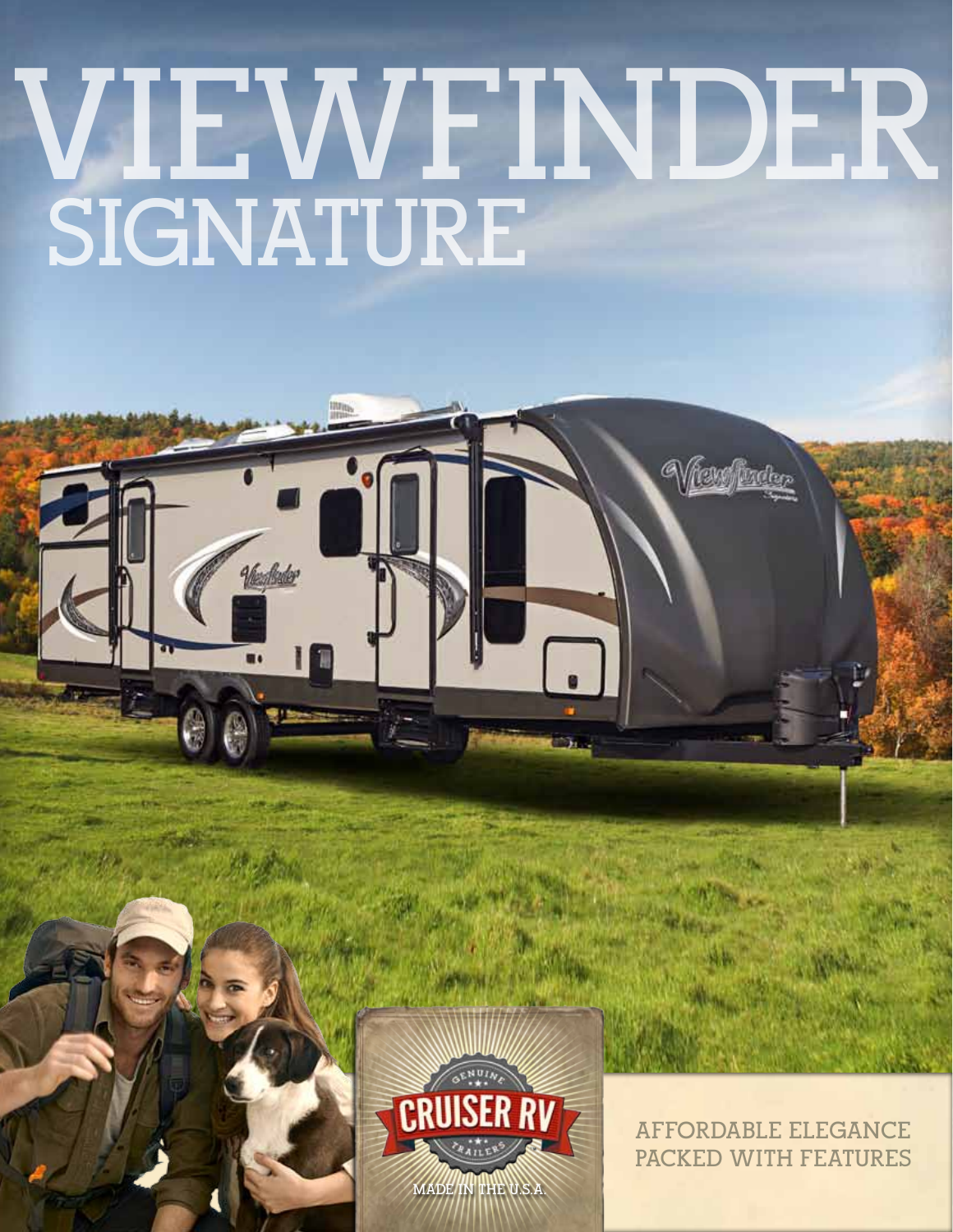# VIEWFINDER SIGNATURE

GENUINE CRUISER RV TRAILERS

MADE IN THE U.S.A.

AFFORDABLE ELEGANCE PACKED WITH FEATURES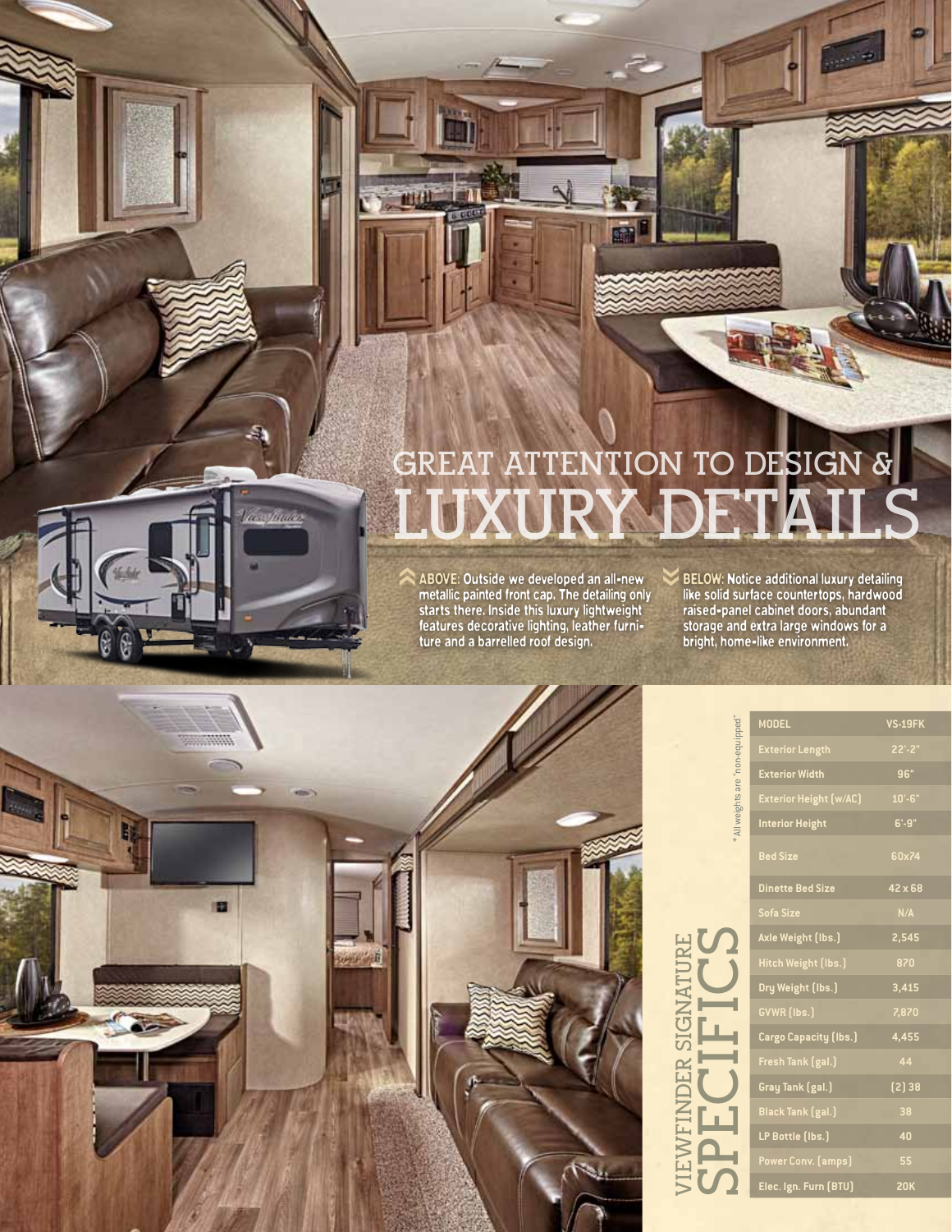# GREAT ATTENTION TO DESIGN & LUXURY DETAILS

**ABOVE:** Outside we developed an all-new metallic painted front cap. The detailing only starts there. Inside this luxury lightweight features decorative lighting, leather furniture and a barrelled roof design.

**BELOW:** Notice additional luxury detailing like solid surface countertops, hardwood raised-panel cabinet doors, abundant storage and extra large windows for a bright, home-like environment.

## VIEWFINDER SIGNATURE SPECIFICS

| MODEL | VS-19FK |
|---|---|
| Exterior Length | 22'-2" |
| Exterior Width | 96" |
| Exterior Height (w/AC) | 10'-6" |
| Interior Height | 6'-9" |
| Bed Size | 60x74 |
| Dinette Bed Size | 42 x 68 |
| Sofa Size | N/A |
| Axle Weight (lbs.) | 2,545 |
| Hitch Weight (lbs.) | 870 |
| Dry Weight (lbs.) | 3,415 |
| GVWR (lbs.) | 7,870 |
| Cargo Capacity (lbs.) | 4,455 |
| Fresh Tank (gal.) | 44 |
| Gray Tank (gal.) | (2) 38 |
| Black Tank (gal.) | 38 |
| LP Bottle (lbs.) | 40 |
| Power Conv. (amps) | 55 |
| Elec. Ign. Furn (BTU) | 20K |

*All weights are "non-equipped"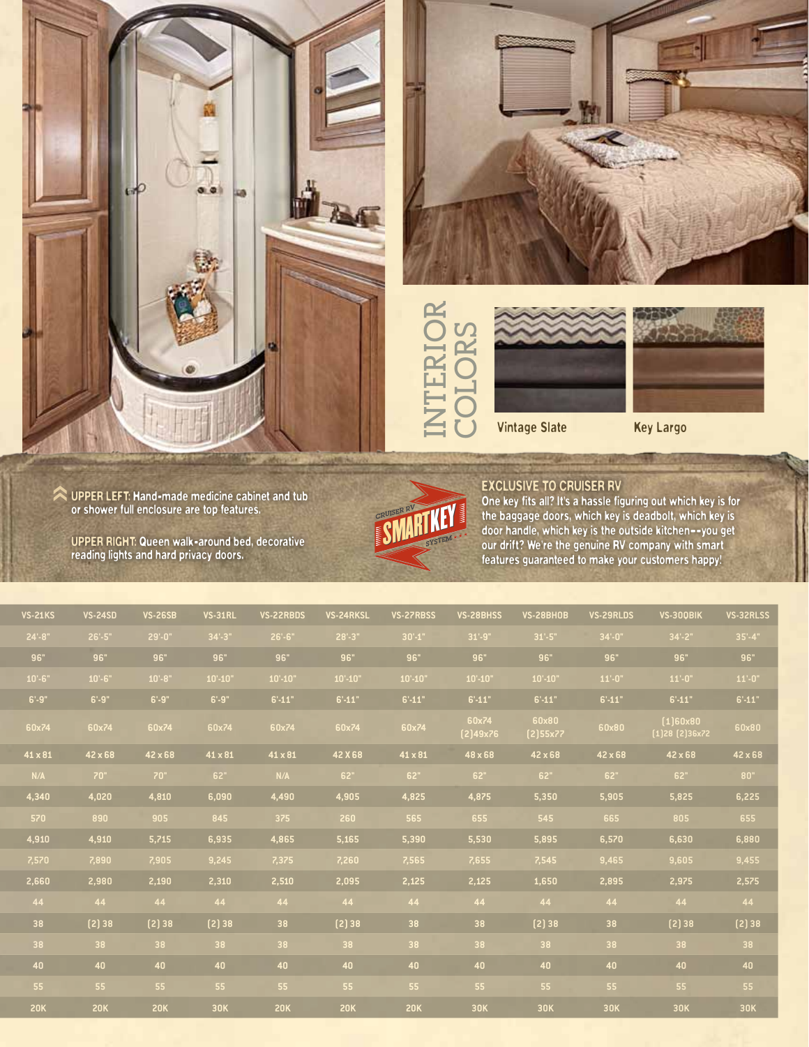# INTERIOR COLORS

Vintage Slate

Key Largo

UPPER LEFT: Hand-made medicine cabinet and tub or shower full enclosure are top features.

UPPER RIGHT: Queen walk-around bed, decorative reading lights and hard privacy doors.

CRUISER RV SMARTKEY SYSTEM

## EXCLUSIVE TO CRUISER RV

One key fits all? It's a hassle figuring out which key is for the baggage doors, which key is deadbolt, which key is door handle, which key is the outside kitchen--you get our drift? We're the genuine RV company with smart features guaranteed to make your customers happy!

| VS-21KS | VS-24SD | VS-26SB | VS-31RL | VS-22RBDS | VS-24RKSL | VS-27RBSS | VS-28BHSS | VS-28BHOB | VS-29RLDS | VS-30QBIK | VS-32RLSS |
|---|---|---|---|---|---|---|---|---|---|---|---|
| 24'-8" | 26'-5" | 29'-0" | 34'-3" | 26'-6" | 28'-3" | 30'-1" | 31'-9" | 31'-5" | 34'-0" | 34'-2" | 35'-4" |
| 96" | 96" | 96" | 96" | 96" | 96" | 96" | 96" | 96" | 96" | 96" | 96" |
| 10'-6" | 10'-6" | 10'-8" | 10'-10" | 10'-10" | 10'-10" | 10'-10" | 10'-10" | 10'-10" | 11'-0" | 11'-0" | 11'-0" |
| 6'-9" | 6'-9" | 6'-9" | 6'-9" | 6'-11" | 6'-11" | 6'-11" | 6'-11" | 6'-11" | 6'-11" | 6'-11" | 6'-11" |
| 60x74 | 60x74 | 60x74 | 60x74 | 60x74 | 60x74 | 60x74 | 60x74 (2)49x76 | 60x80 (2)55x77 | 60x80 | (1)60x80 (1)28 (2)36x72 | 60x80 |
| 41 x 81 | 42 x 68 | 42 x 68 | 41 x 81 | 41 x 81 | 42 X 68 | 41 x 81 | 48 x 68 | 42 x 68 | 42 x 68 | 42 x 68 | 42 x 68 |
| N/A | 70" | 70" | 62" | N/A | 62" | 62" | 62" | 62" | 62" | 62" | 80" |
| 4,340 | 4,020 | 4,810 | 6,090 | 4,490 | 4,905 | 4,825 | 4,875 | 5,350 | 5,905 | 5,825 | 6,225 |
| 570 | 890 | 905 | 845 | 375 | 260 | 565 | 655 | 545 | 665 | 805 | 655 |
| 4,910 | 4,910 | 5,715 | 6,935 | 4,865 | 5,165 | 5,390 | 5,530 | 5,895 | 6,570 | 6,630 | 6,880 |
| 7,570 | 7,890 | 7,905 | 9,245 | 7,375 | 7,260 | 7,565 | 7,655 | 7,545 | 9,465 | 9,605 | 9,455 |
| 2,660 | 2,980 | 2,190 | 2,310 | 2,510 | 2,095 | 2,125 | 2,125 | 1,650 | 2,895 | 2,975 | 2,575 |
| 44 | 44 | 44 | 44 | 44 | 44 | 44 | 44 | 44 | 44 | 44 | 44 |
| 38 | (2) 38 | (2) 38 | (2) 38 | 38 | (2) 38 | 38 | 38 | (2) 38 | 38 | (2) 38 | (2) 38 |
| 38 | 38 | 38 | 38 | 38 | 38 | 38 | 38 | 38 | 38 | 38 | 38 |
| 40 | 40 | 40 | 40 | 40 | 40 | 40 | 40 | 40 | 40 | 40 | 40 |
| 55 | 55 | 55 | 55 | 55 | 55 | 55 | 55 | 55 | 55 | 55 | 55 |
| 20K | 20K | 20K | 30K | 20K | 20K | 20K | 30K | 30K | 30K | 30K | 30K |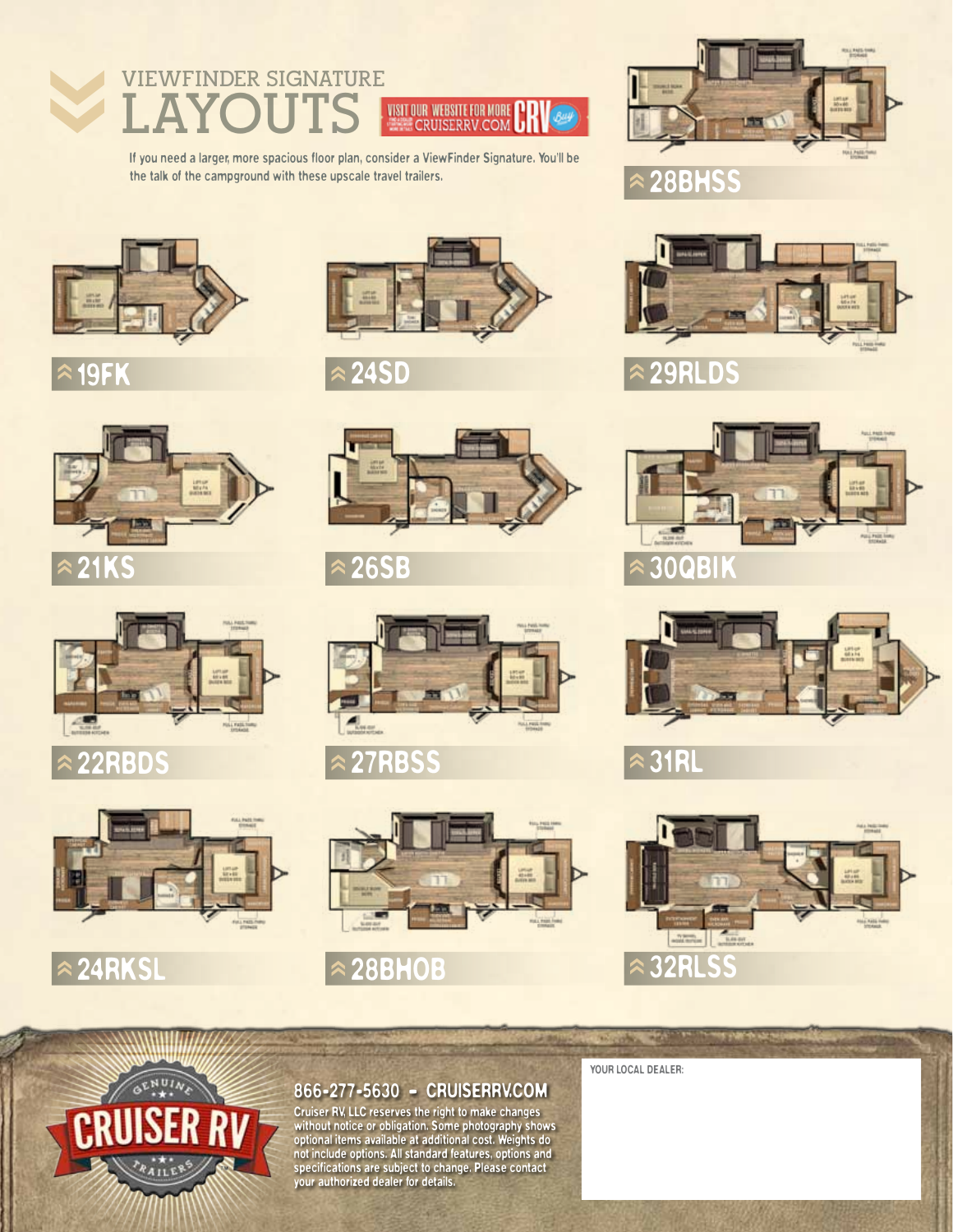# VIEWFINDER SIGNATURE LAYOUTS

VISIT OUR WEBSITE FOR MORE CRUISERRV.COM

If you need a larger, more spacious floor plan, consider a ViewFinder Signature. You'll be the talk of the campground with these upscale travel trailers.

28BHSS

19FK

24SD

29RLDS

21KS

26SB

30QBIK

22RBDS

27RBSS

31RL

24RKSL

28BHOB

32RLSS

866-277-5630 - CRUISERRV.COM

Cruiser RV, LLC reserves the right to make changes without notice or obligation. Some photography shows optional items available at additional cost. Weights do not include options. All standard features, options and specifications are subject to change. Please contact your authorized dealer for details.

YOUR LOCAL DEALER: